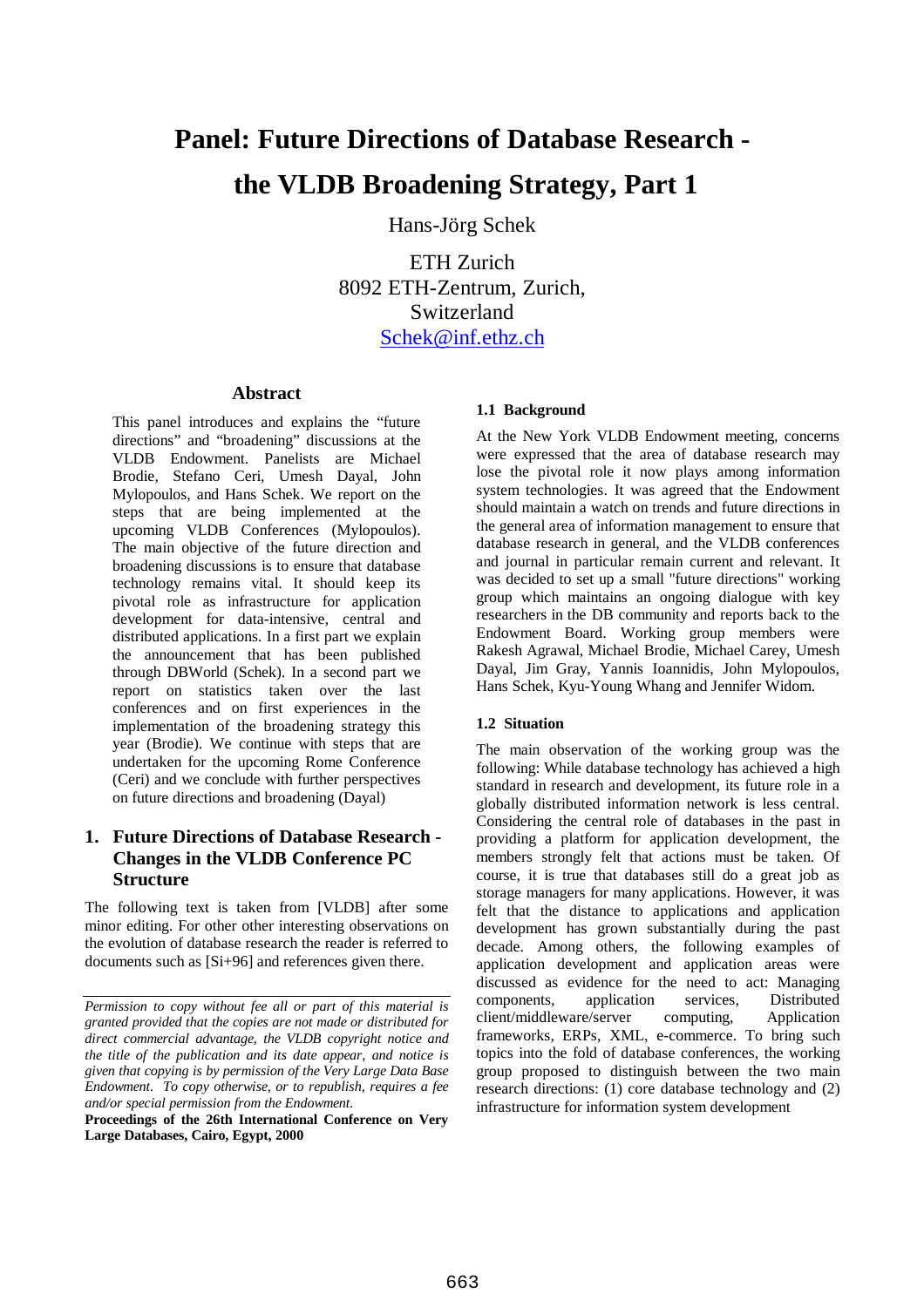# Panel: Future Directions of Database Research - the VLDB Broadening Strategy, Part 1

Hans-Jörg Schek

ETH Zurich
8092 ETH-Zentrum, Zurich,
Switzerland
Schek@inf.ethz.ch

## Abstract

This panel introduces and explains the "future directions" and "broadening" discussions at the VLDB Endowment. Panelists are Michael Brodie, Stefano Ceri, Umesh Dayal, John Mylopoulos, and Hans Schek. We report on the steps that are being implemented at the upcoming VLDB Conferences (Mylopoulos). The main objective of the future direction and broadening discussions is to ensure that database technology remains vital. It should keep its pivotal role as infrastructure for application development for data-intensive, central and distributed applications. In a first part we explain the announcement that has been published through DBWorld (Schek). In a second part we report on statistics taken over the last conferences and on first experiences in the implementation of the broadening strategy this year (Brodie). We continue with steps that are undertaken for the upcoming Rome Conference (Ceri) and we conclude with further perspectives on future directions and broadening (Dayal)

## 1. Future Directions of Database Research - Changes in the VLDB Conference PC Structure

The following text is taken from [VLDB] after some minor editing. For other other interesting observations on the evolution of database research the reader is referred to documents such as [Si+96] and references given there.

*Permission to copy without fee all or part of this material is granted provided that the copies are not made or distributed for direct commercial advantage, the VLDB copyright notice and the title of the publication and its date appear, and notice is given that copying is by permission of the Very Large Data Base Endowment. To copy otherwise, or to republish, requires a fee and/or special permission from the Endowment.*

**Proceedings of the 26th International Conference on Very Large Databases, Cairo, Egypt, 2000**

### 1.1 Background

At the New York VLDB Endowment meeting, concerns were expressed that the area of database research may lose the pivotal role it now plays among information system technologies. It was agreed that the Endowment should maintain a watch on trends and future directions in the general area of information management to ensure that database research in general, and the VLDB conferences and journal in particular remain current and relevant. It was decided to set up a small "future directions" working group which maintains an ongoing dialogue with key researchers in the DB community and reports back to the Endowment Board. Working group members were Rakesh Agrawal, Michael Brodie, Michael Carey, Umesh Dayal, Jim Gray, Yannis Ioannidis, John Mylopoulos, Hans Schek, Kyu-Young Whang and Jennifer Widom.

### 1.2 Situation

The main observation of the working group was the following: While database technology has achieved a high standard in research and development, its future role in a globally distributed information network is less central. Considering the central role of databases in the past in providing a platform for application development, the members strongly felt that actions must be taken. Of course, it is true that databases still do a great job as storage managers for many applications. However, it was felt that the distance to applications and application development has grown substantially during the past decade. Among others, the following examples of application development and application areas were discussed as evidence for the need to act: Managing components, application services, Distributed client/middleware/server computing, Application frameworks, ERPs, XML, e-commerce. To bring such topics into the fold of database conferences, the working group proposed to distinguish between the two main research directions: (1) core database technology and (2) infrastructure for information system development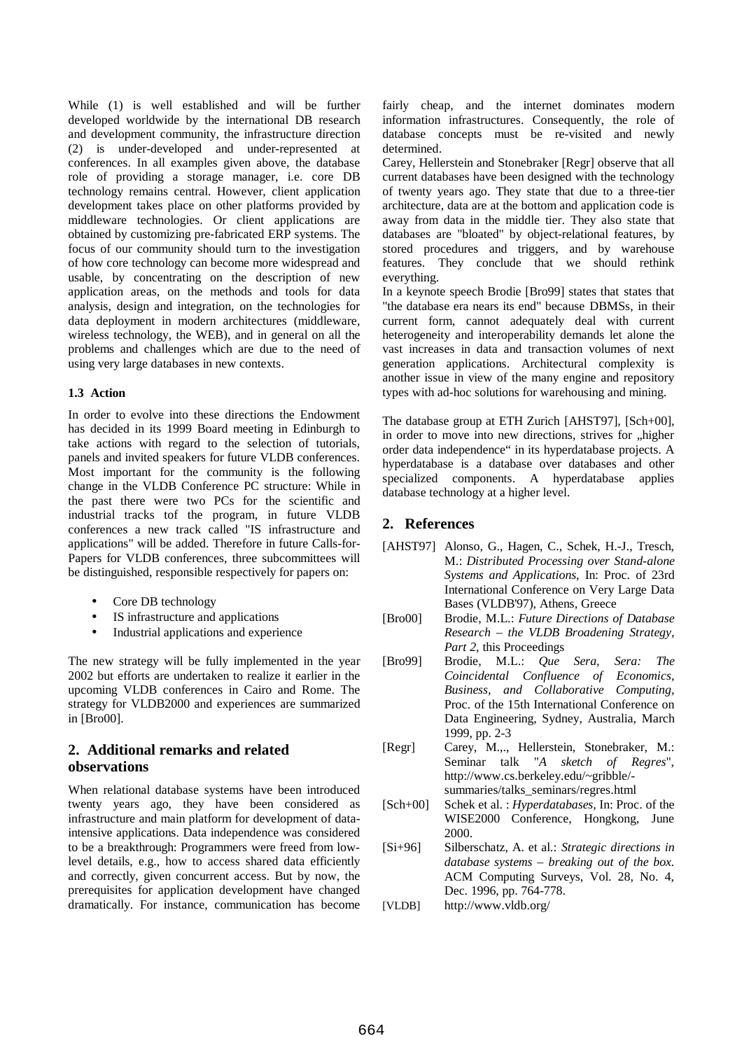While (1) is well established and will be further developed worldwide by the international DB research and development community, the infrastructure direction (2) is under-developed and under-represented at conferences. In all examples given above, the database role of providing a storage manager, i.e. core DB technology remains central. However, client application development takes place on other platforms provided by middleware technologies. Or client applications are obtained by customizing pre-fabricated ERP systems. The focus of our community should turn to the investigation of how core technology can become more widespread and usable, by concentrating on the description of new application areas, on the methods and tools for data analysis, design and integration, on the technologies for data deployment in modern architectures (middleware, wireless technology, the WEB), and in general on all the problems and challenges which are due to the need of using very large databases in new contexts.

### 1.3 Action

In order to evolve into these directions the Endowment has decided in its 1999 Board meeting in Edinburgh to take actions with regard to the selection of tutorials, panels and invited speakers for future VLDB conferences. Most important for the community is the following change in the VLDB Conference PC structure: While in the past there were two PCs for the scientific and industrial tracks tof the program, in future VLDB conferences a new track called "IS infrastructure and applications" will be added. Therefore in future Calls-for-Papers for VLDB conferences, three subcommittees will be distinguished, responsible respectively for papers on:

- Core DB technology
- IS infrastructure and applications
- Industrial applications and experience

The new strategy will be fully implemented in the year 2002 but efforts are undertaken to realize it earlier in the upcoming VLDB conferences in Cairo and Rome. The strategy for VLDB2000 and experiences are summarized in [Bro00].

## 2. Additional remarks and related observations

When relational database systems have been introduced twenty years ago, they have been considered as infrastructure and main platform for development of data-intensive applications. Data independence was considered to be a breakthrough: Programmers were freed from low-level details, e.g., how to access shared data efficiently and correctly, given concurrent access. But by now, the prerequisites for application development have changed dramatically. For instance, communication has become fairly cheap, and the internet dominates modern information infrastructures. Consequently, the role of database concepts must be re-visited and newly determined.

Carey, Hellerstein and Stonebraker [Regr] observe that all current databases have been designed with the technology of twenty years ago. They state that due to a three-tier architecture, data are at the bottom and application code is away from data in the middle tier. They also state that databases are "bloated" by object-relational features, by stored procedures and triggers, and by warehouse features. They conclude that we should rethink everything.

In a keynote speech Brodie [Bro99] states that states that "the database era nears its end" because DBMSs, in their current form, cannot adequately deal with current heterogeneity and interoperability demands let alone the vast increases in data and transaction volumes of next generation applications. Architectural complexity is another issue in view of the many engine and repository types with ad-hoc solutions for warehousing and mining.

The database group at ETH Zurich [AHST97], [Sch+00], in order to move into new directions, strives for „higher order data independence“ in its hyperdatabase projects. A hyperdatabase is a database over databases and other specialized components. A hyperdatabase applies database technology at a higher level.

## 2. References

[AHST97] Alonso, G., Hagen, C., Schek, H.-J., Tresch, M.: *Distributed Processing over Stand-alone Systems and Applications*, In: Proc. of 23rd International Conference on Very Large Data Bases (VLDB'97), Athens, Greece

[Bro00] Brodie, M.L.: *Future Directions of Database Research – the VLDB Broadening Strategy, Part 2*, this Proceedings

[Bro99] Brodie, M.L.: *Que Sera, Sera: The Coincidental Confluence of Economics, Business, and Collaborative Computing*, Proc. of the 15th International Conference on Data Engineering, Sydney, Australia, March 1999, pp. 2-3

[Regr] Carey, M.,., Hellerstein, Stonebraker, M.: Seminar talk "*A sketch of Regres*", http://www.cs.berkeley.edu/~gribble/-summaries/talks_seminars/regres.html

[Sch+00] Schek et al. : *Hyperdatabases*, In: Proc. of the WISE2000 Conference, Hongkong, June 2000.

[Si+96] Silberschatz, A. et al.: *Strategic directions in database systems – breaking out of the box.* ACM Computing Surveys, Vol. 28, No. 4, Dec. 1996, pp. 764-778.

[VLDB] http://www.vldb.org/